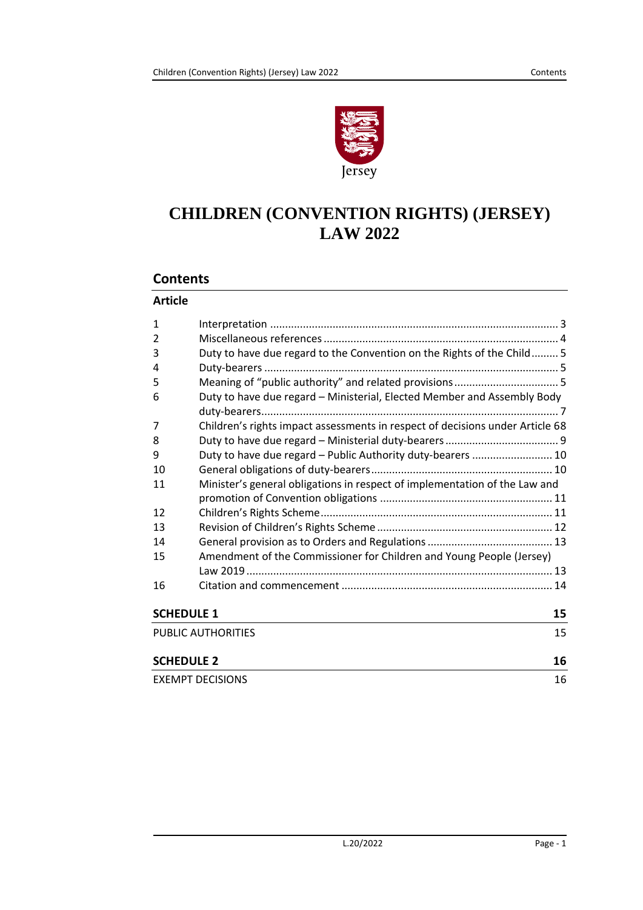Jersey

# CHILDREN (CONVENTION RIGHTS) (JERSEY) LAW 2022

## Contents

**Article**

| | | |
|---|---|---|
| 1 | Interpretation | 3 |
| 2 | Miscellaneous references | 4 |
| 3 | Duty to have due regard to the Convention on the Rights of the Child | 5 |
| 4 | Duty-bearers | 5 |
| 5 | Meaning of "public authority" and related provisions | 5 |
| 6 | Duty to have due regard – Ministerial, Elected Member and Assembly Body duty-bearers | 7 |
| 7 | Children's rights impact assessments in respect of decisions under Article 6 | 8 |
| 8 | Duty to have due regard – Ministerial duty-bearers | 9 |
| 9 | Duty to have due regard – Public Authority duty-bearers | 10 |
| 10 | General obligations of duty-bearers | 10 |
| 11 | Minister's general obligations in respect of implementation of the Law and promotion of Convention obligations | 11 |
| 12 | Children's Rights Scheme | 11 |
| 13 | Revision of Children's Rights Scheme | 12 |
| 14 | General provision as to Orders and Regulations | 13 |
| 15 | Amendment of the Commissioner for Children and Young People (Jersey) Law 2019 | 13 |
| 16 | Citation and commencement | 14 |

| | |
|---|---|
| **SCHEDULE 1** | **15** |
| PUBLIC AUTHORITIES | 15 |
| **SCHEDULE 2** | **16** |
| EXEMPT DECISIONS | 16 |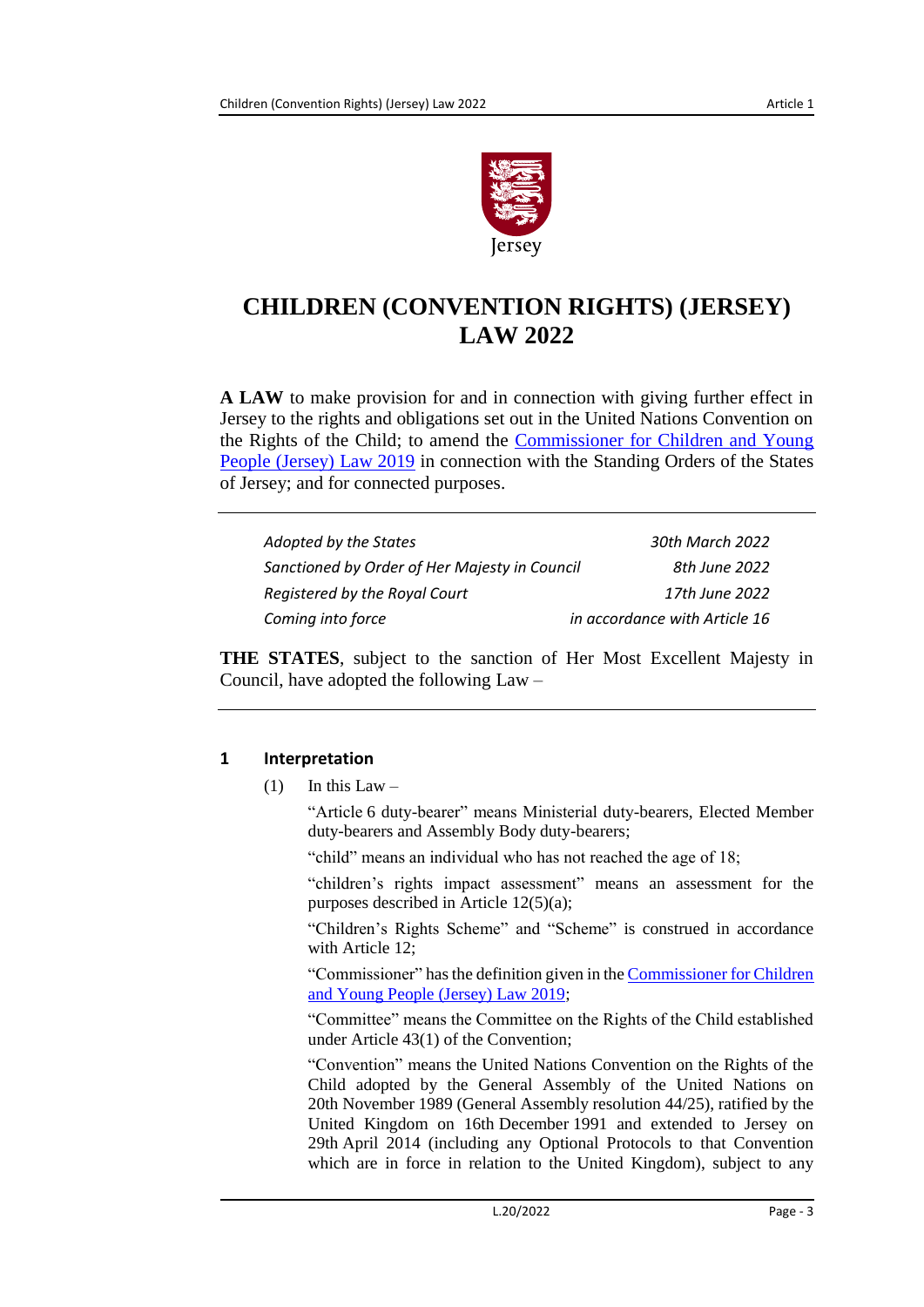# CHILDREN (CONVENTION RIGHTS) (JERSEY) LAW 2022

**A LAW** to make provision for and in connection with giving further effect in Jersey to the rights and obligations set out in the United Nations Convention on the Rights of the Child; to amend the Commissioner for Children and Young People (Jersey) Law 2019 in connection with the Standing Orders of the States of Jersey; and for connected purposes.

| | |
|---|---|
| *Adopted by the States* | *30th March 2022* |
| *Sanctioned by Order of Her Majesty in Council* | *8th June 2022* |
| *Registered by the Royal Court* | *17th June 2022* |
| *Coming into force* | *in accordance with Article 16* |

**THE STATES**, subject to the sanction of Her Most Excellent Majesty in Council, have adopted the following Law –

### 1 Interpretation

(1) In this Law –

"Article 6 duty-bearer" means Ministerial duty-bearers, Elected Member duty-bearers and Assembly Body duty-bearers;

"child" means an individual who has not reached the age of 18;

"children's rights impact assessment" means an assessment for the purposes described in Article 12(5)(a);

"Children's Rights Scheme" and "Scheme" is construed in accordance with Article 12;

"Commissioner" has the definition given in the Commissioner for Children and Young People (Jersey) Law 2019;

"Committee" means the Committee on the Rights of the Child established under Article 43(1) of the Convention;

"Convention" means the United Nations Convention on the Rights of the Child adopted by the General Assembly of the United Nations on 20th November 1989 (General Assembly resolution 44/25), ratified by the United Kingdom on 16th December 1991 and extended to Jersey on 29th April 2014 (including any Optional Protocols to that Convention which are in force in relation to the United Kingdom), subject to any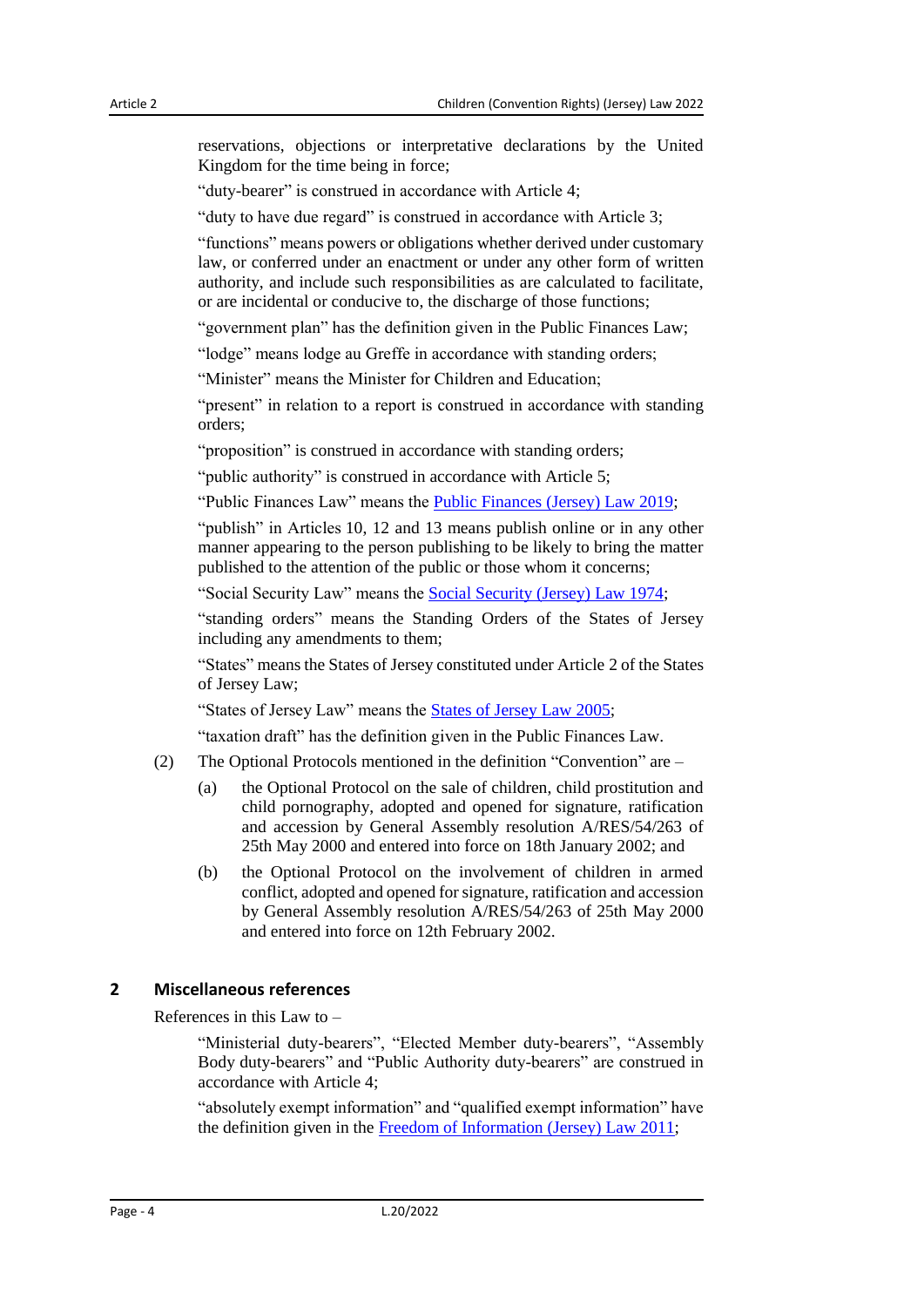reservations, objections or interpretative declarations by the United Kingdom for the time being in force;

"duty-bearer" is construed in accordance with Article 4;

"duty to have due regard" is construed in accordance with Article 3;

"functions" means powers or obligations whether derived under customary law, or conferred under an enactment or under any other form of written authority, and include such responsibilities as are calculated to facilitate, or are incidental or conducive to, the discharge of those functions;

"government plan" has the definition given in the Public Finances Law;

"lodge" means lodge au Greffe in accordance with standing orders;

"Minister" means the Minister for Children and Education;

"present" in relation to a report is construed in accordance with standing orders;

"proposition" is construed in accordance with standing orders;

"public authority" is construed in accordance with Article 5;

"Public Finances Law" means the Public Finances (Jersey) Law 2019;

"publish" in Articles 10, 12 and 13 means publish online or in any other manner appearing to the person publishing to be likely to bring the matter published to the attention of the public or those whom it concerns;

"Social Security Law" means the Social Security (Jersey) Law 1974;

"standing orders" means the Standing Orders of the States of Jersey including any amendments to them;

"States" means the States of Jersey constituted under Article 2 of the States of Jersey Law;

"States of Jersey Law" means the States of Jersey Law 2005;

"taxation draft" has the definition given in the Public Finances Law.

(2) The Optional Protocols mentioned in the definition "Convention" are –

(a) the Optional Protocol on the sale of children, child prostitution and child pornography, adopted and opened for signature, ratification and accession by General Assembly resolution A/RES/54/263 of 25th May 2000 and entered into force on 18th January 2002; and

(b) the Optional Protocol on the involvement of children in armed conflict, adopted and opened for signature, ratification and accession by General Assembly resolution A/RES/54/263 of 25th May 2000 and entered into force on 12th February 2002.

## 2 Miscellaneous references

References in this Law to –

"Ministerial duty-bearers", "Elected Member duty-bearers", "Assembly Body duty-bearers" and "Public Authority duty-bearers" are construed in accordance with Article 4;

"absolutely exempt information" and "qualified exempt information" have the definition given in the Freedom of Information (Jersey) Law 2011;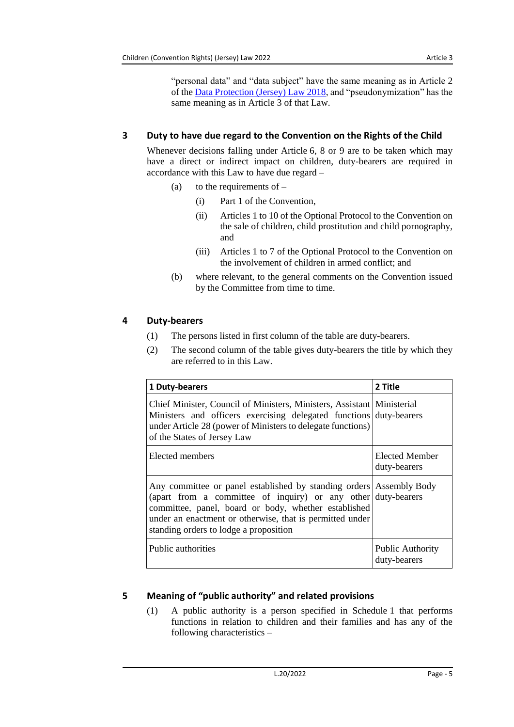"personal data" and "data subject" have the same meaning as in Article 2 of the [Data Protection (Jersey) Law 2018](), and "pseudonymization" has the same meaning as in Article 3 of that Law.

## 3 Duty to have due regard to the Convention on the Rights of the Child

Whenever decisions falling under Article 6, 8 or 9 are to be taken which may have a direct or indirect impact on children, duty-bearers are required in accordance with this Law to have due regard –

(a) to the requirements of –

(i) Part 1 of the Convention,

(ii) Articles 1 to 10 of the Optional Protocol to the Convention on the sale of children, child prostitution and child pornography, and

(iii) Articles 1 to 7 of the Optional Protocol to the Convention on the involvement of children in armed conflict; and

(b) where relevant, to the general comments on the Convention issued by the Committee from time to time.

## 4 Duty-bearers

(1) The persons listed in first column of the table are duty-bearers.

(2) The second column of the table gives duty-bearers the title by which they are referred to in this Law.

| **1 Duty-bearers** | **2 Title** |
|---|---|
| Chief Minister, Council of Ministers, Ministers, Assistant Ministers and officers exercising delegated functions under Article 28 (power of Ministers to delegate functions) of the States of Jersey Law | Ministerial duty-bearers |
| Elected members | Elected Member duty-bearers |
| Any committee or panel established by standing orders (apart from a committee of inquiry) or any other committee, panel, board or body, whether established under an enactment or otherwise, that is permitted under standing orders to lodge a proposition | Assembly Body duty-bearers |
| Public authorities | Public Authority duty-bearers |

## 5 Meaning of "public authority" and related provisions

(1) A public authority is a person specified in Schedule 1 that performs functions in relation to children and their families and has any of the following characteristics –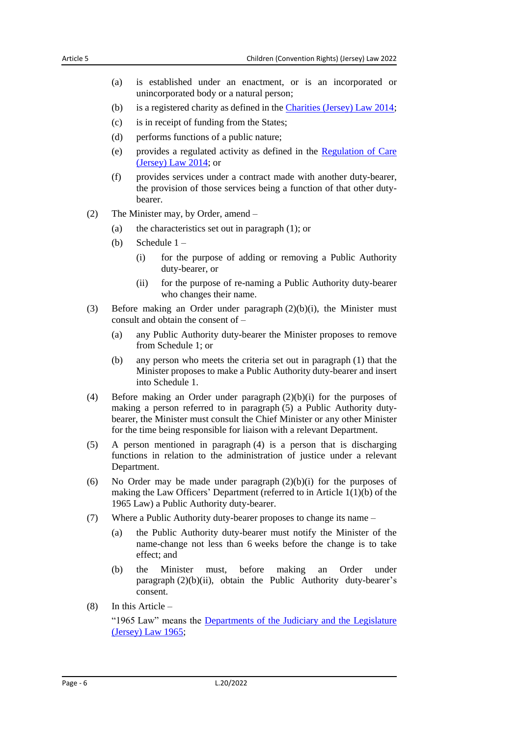(a) is established under an enactment, or is an incorporated or unincorporated body or a natural person;

(b) is a registered charity as defined in the Charities (Jersey) Law 2014;

(c) is in receipt of funding from the States;

(d) performs functions of a public nature;

(e) provides a regulated activity as defined in the Regulation of Care (Jersey) Law 2014; or

(f) provides services under a contract made with another duty-bearer, the provision of those services being a function of that other duty-bearer.

(2) The Minister may, by Order, amend –

(a) the characteristics set out in paragraph (1); or

(b) Schedule 1 –

(i) for the purpose of adding or removing a Public Authority duty-bearer, or

(ii) for the purpose of re-naming a Public Authority duty-bearer who changes their name.

(3) Before making an Order under paragraph (2)(b)(i), the Minister must consult and obtain the consent of –

(a) any Public Authority duty-bearer the Minister proposes to remove from Schedule 1; or

(b) any person who meets the criteria set out in paragraph (1) that the Minister proposes to make a Public Authority duty-bearer and insert into Schedule 1.

(4) Before making an Order under paragraph (2)(b)(i) for the purposes of making a person referred to in paragraph (5) a Public Authority duty-bearer, the Minister must consult the Chief Minister or any other Minister for the time being responsible for liaison with a relevant Department.

(5) A person mentioned in paragraph (4) is a person that is discharging functions in relation to the administration of justice under a relevant Department.

(6) No Order may be made under paragraph (2)(b)(i) for the purposes of making the Law Officers' Department (referred to in Article 1(1)(b) of the 1965 Law) a Public Authority duty-bearer.

(7) Where a Public Authority duty-bearer proposes to change its name –

(a) the Public Authority duty-bearer must notify the Minister of the name-change not less than 6 weeks before the change is to take effect; and

(b) the Minister must, before making an Order under paragraph (2)(b)(ii), obtain the Public Authority duty-bearer's consent.

(8) In this Article –

"1965 Law" means the Departments of the Judiciary and the Legislature (Jersey) Law 1965;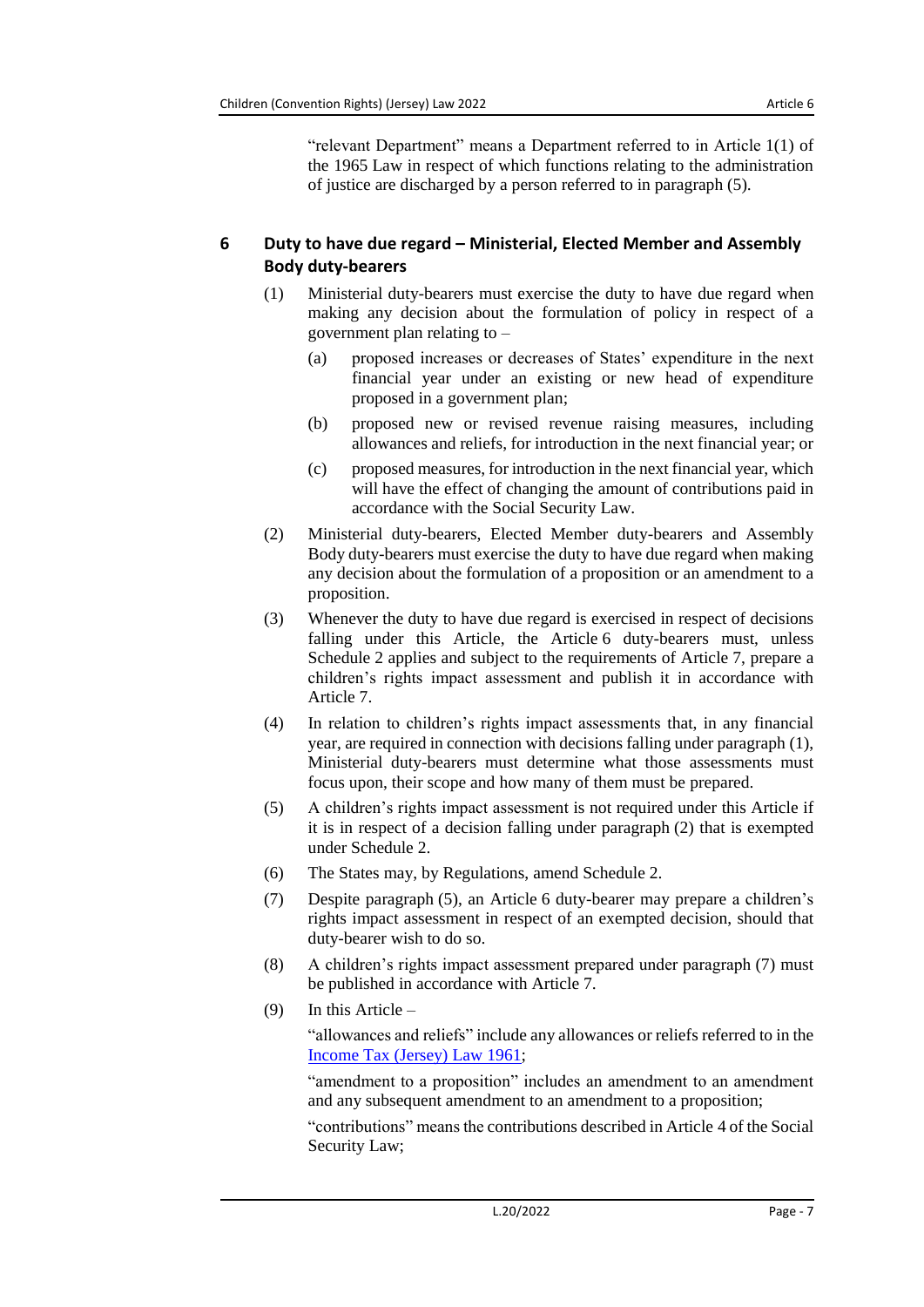"relevant Department" means a Department referred to in Article 1(1) of the 1965 Law in respect of which functions relating to the administration of justice are discharged by a person referred to in paragraph (5).

## 6 Duty to have due regard – Ministerial, Elected Member and Assembly Body duty-bearers

(1) Ministerial duty-bearers must exercise the duty to have due regard when making any decision about the formulation of policy in respect of a government plan relating to –

(a) proposed increases or decreases of States' expenditure in the next financial year under an existing or new head of expenditure proposed in a government plan;

(b) proposed new or revised revenue raising measures, including allowances and reliefs, for introduction in the next financial year; or

(c) proposed measures, for introduction in the next financial year, which will have the effect of changing the amount of contributions paid in accordance with the Social Security Law.

(2) Ministerial duty-bearers, Elected Member duty-bearers and Assembly Body duty-bearers must exercise the duty to have due regard when making any decision about the formulation of a proposition or an amendment to a proposition.

(3) Whenever the duty to have due regard is exercised in respect of decisions falling under this Article, the Article 6 duty-bearers must, unless Schedule 2 applies and subject to the requirements of Article 7, prepare a children's rights impact assessment and publish it in accordance with Article 7.

(4) In relation to children's rights impact assessments that, in any financial year, are required in connection with decisions falling under paragraph (1), Ministerial duty-bearers must determine what those assessments must focus upon, their scope and how many of them must be prepared.

(5) A children's rights impact assessment is not required under this Article if it is in respect of a decision falling under paragraph (2) that is exempted under Schedule 2.

(6) The States may, by Regulations, amend Schedule 2.

(7) Despite paragraph (5), an Article 6 duty-bearer may prepare a children's rights impact assessment in respect of an exempted decision, should that duty-bearer wish to do so.

(8) A children's rights impact assessment prepared under paragraph (7) must be published in accordance with Article 7.

(9) In this Article –

"allowances and reliefs" include any allowances or reliefs referred to in the Income Tax (Jersey) Law 1961;

"amendment to a proposition" includes an amendment to an amendment and any subsequent amendment to an amendment to a proposition;

"contributions" means the contributions described in Article 4 of the Social Security Law;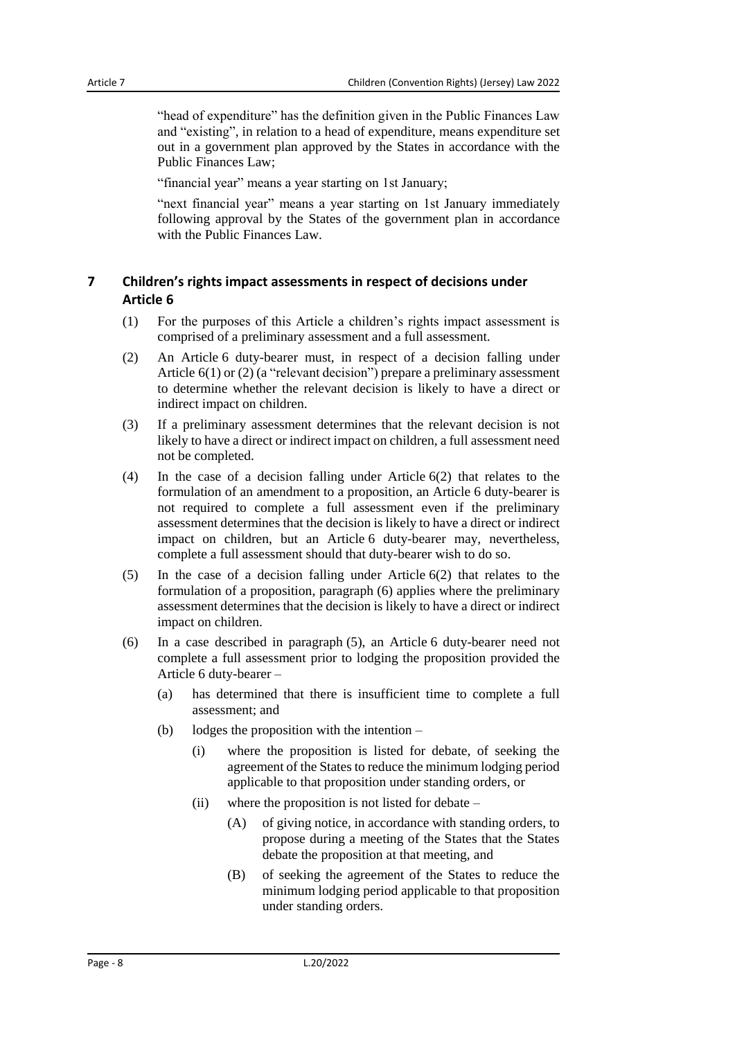"head of expenditure" has the definition given in the Public Finances Law and "existing", in relation to a head of expenditure, means expenditure set out in a government plan approved by the States in accordance with the Public Finances Law;

"financial year" means a year starting on 1st January;

"next financial year" means a year starting on 1st January immediately following approval by the States of the government plan in accordance with the Public Finances Law.

## 7 Children's rights impact assessments in respect of decisions under Article 6

(1) For the purposes of this Article a children's rights impact assessment is comprised of a preliminary assessment and a full assessment.

(2) An Article 6 duty-bearer must, in respect of a decision falling under Article 6(1) or (2) (a "relevant decision") prepare a preliminary assessment to determine whether the relevant decision is likely to have a direct or indirect impact on children.

(3) If a preliminary assessment determines that the relevant decision is not likely to have a direct or indirect impact on children, a full assessment need not be completed.

(4) In the case of a decision falling under Article 6(2) that relates to the formulation of an amendment to a proposition, an Article 6 duty-bearer is not required to complete a full assessment even if the preliminary assessment determines that the decision is likely to have a direct or indirect impact on children, but an Article 6 duty-bearer may, nevertheless, complete a full assessment should that duty-bearer wish to do so.

(5) In the case of a decision falling under Article 6(2) that relates to the formulation of a proposition, paragraph (6) applies where the preliminary assessment determines that the decision is likely to have a direct or indirect impact on children.

(6) In a case described in paragraph (5), an Article 6 duty-bearer need not complete a full assessment prior to lodging the proposition provided the Article 6 duty-bearer –

- (a) has determined that there is insufficient time to complete a full assessment; and
- (b) lodges the proposition with the intention –
  - (i) where the proposition is listed for debate, of seeking the agreement of the States to reduce the minimum lodging period applicable to that proposition under standing orders, or
  - (ii) where the proposition is not listed for debate –
    - (A) of giving notice, in accordance with standing orders, to propose during a meeting of the States that the States debate the proposition at that meeting, and
    - (B) of seeking the agreement of the States to reduce the minimum lodging period applicable to that proposition under standing orders.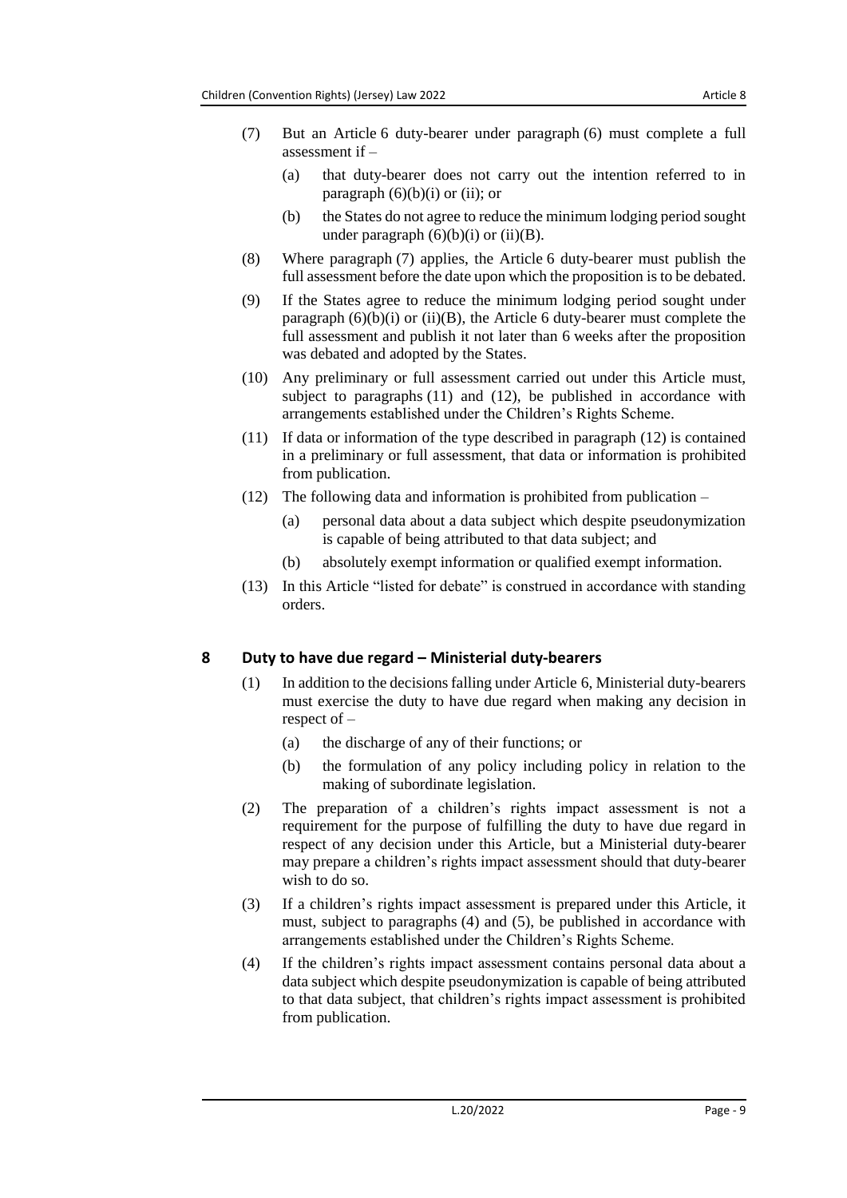(7) But an Article 6 duty-bearer under paragraph (6) must complete a full assessment if –

(a) that duty-bearer does not carry out the intention referred to in paragraph (6)(b)(i) or (ii); or

(b) the States do not agree to reduce the minimum lodging period sought under paragraph (6)(b)(i) or (ii)(B).

(8) Where paragraph (7) applies, the Article 6 duty-bearer must publish the full assessment before the date upon which the proposition is to be debated.

(9) If the States agree to reduce the minimum lodging period sought under paragraph (6)(b)(i) or (ii)(B), the Article 6 duty-bearer must complete the full assessment and publish it not later than 6 weeks after the proposition was debated and adopted by the States.

(10) Any preliminary or full assessment carried out under this Article must, subject to paragraphs (11) and (12), be published in accordance with arrangements established under the Children's Rights Scheme.

(11) If data or information of the type described in paragraph (12) is contained in a preliminary or full assessment, that data or information is prohibited from publication.

(12) The following data and information is prohibited from publication –

(a) personal data about a data subject which despite pseudonymization is capable of being attributed to that data subject; and

(b) absolutely exempt information or qualified exempt information.

(13) In this Article "listed for debate" is construed in accordance with standing orders.

## 8 Duty to have due regard – Ministerial duty-bearers

(1) In addition to the decisions falling under Article 6, Ministerial duty-bearers must exercise the duty to have due regard when making any decision in respect of –

(a) the discharge of any of their functions; or

(b) the formulation of any policy including policy in relation to the making of subordinate legislation.

(2) The preparation of a children's rights impact assessment is not a requirement for the purpose of fulfilling the duty to have due regard in respect of any decision under this Article, but a Ministerial duty-bearer may prepare a children's rights impact assessment should that duty-bearer wish to do so.

(3) If a children's rights impact assessment is prepared under this Article, it must, subject to paragraphs (4) and (5), be published in accordance with arrangements established under the Children's Rights Scheme.

(4) If the children's rights impact assessment contains personal data about a data subject which despite pseudonymization is capable of being attributed to that data subject, that children's rights impact assessment is prohibited from publication.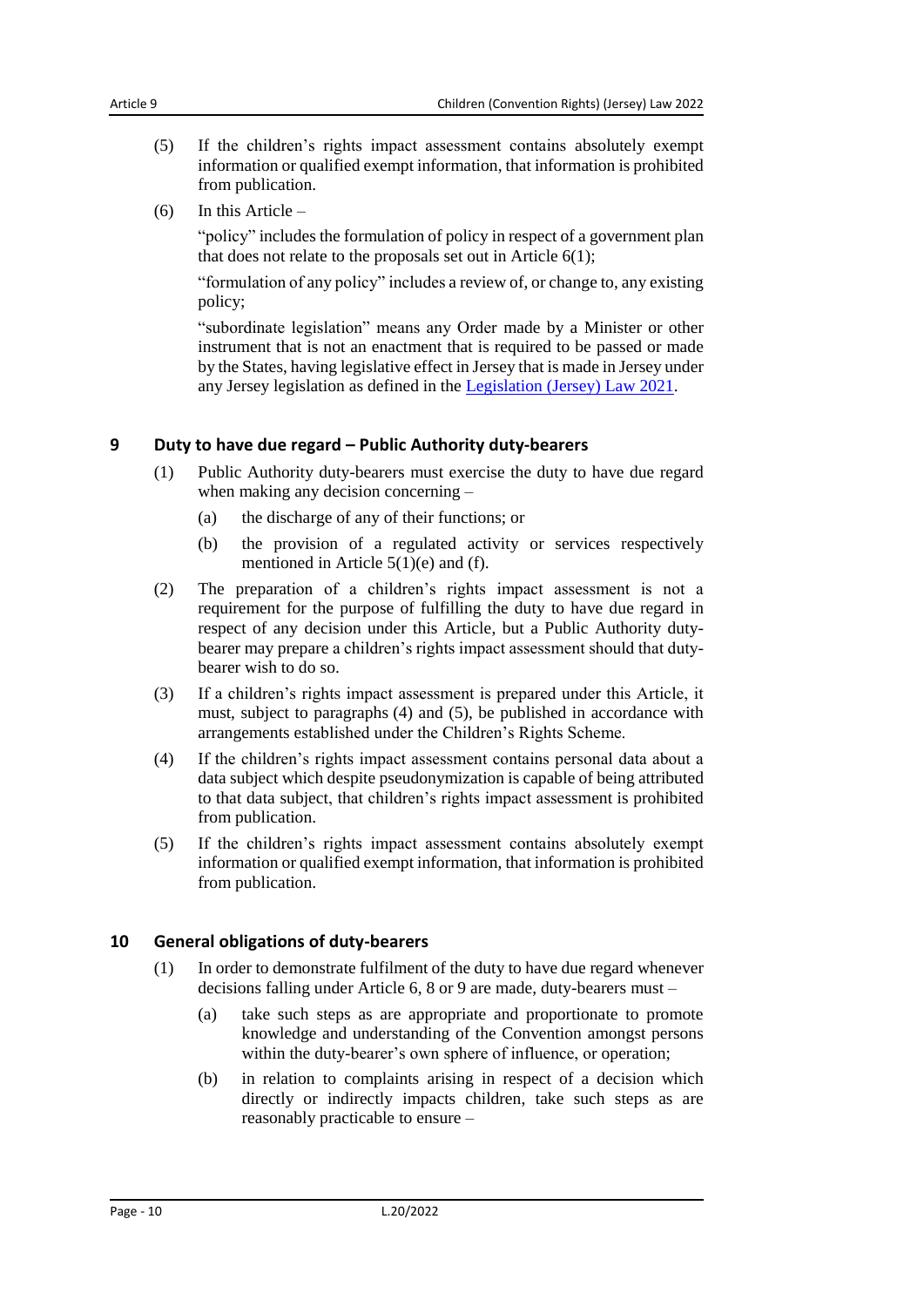(5) If the children's rights impact assessment contains absolutely exempt information or qualified exempt information, that information is prohibited from publication.

(6) In this Article –

"policy" includes the formulation of policy in respect of a government plan that does not relate to the proposals set out in Article 6(1);

"formulation of any policy" includes a review of, or change to, any existing policy;

"subordinate legislation" means any Order made by a Minister or other instrument that is not an enactment that is required to be passed or made by the States, having legislative effect in Jersey that is made in Jersey under any Jersey legislation as defined in the Legislation (Jersey) Law 2021.

## 9 Duty to have due regard – Public Authority duty-bearers

(1) Public Authority duty-bearers must exercise the duty to have due regard when making any decision concerning –

(a) the discharge of any of their functions; or

(b) the provision of a regulated activity or services respectively mentioned in Article 5(1)(e) and (f).

(2) The preparation of a children's rights impact assessment is not a requirement for the purpose of fulfilling the duty to have due regard in respect of any decision under this Article, but a Public Authority duty-bearer may prepare a children's rights impact assessment should that duty-bearer wish to do so.

(3) If a children's rights impact assessment is prepared under this Article, it must, subject to paragraphs (4) and (5), be published in accordance with arrangements established under the Children's Rights Scheme.

(4) If the children's rights impact assessment contains personal data about a data subject which despite pseudonymization is capable of being attributed to that data subject, that children's rights impact assessment is prohibited from publication.

(5) If the children's rights impact assessment contains absolutely exempt information or qualified exempt information, that information is prohibited from publication.

## 10 General obligations of duty-bearers

(1) In order to demonstrate fulfilment of the duty to have due regard whenever decisions falling under Article 6, 8 or 9 are made, duty-bearers must –

(a) take such steps as are appropriate and proportionate to promote knowledge and understanding of the Convention amongst persons within the duty-bearer's own sphere of influence, or operation;

(b) in relation to complaints arising in respect of a decision which directly or indirectly impacts children, take such steps as are reasonably practicable to ensure –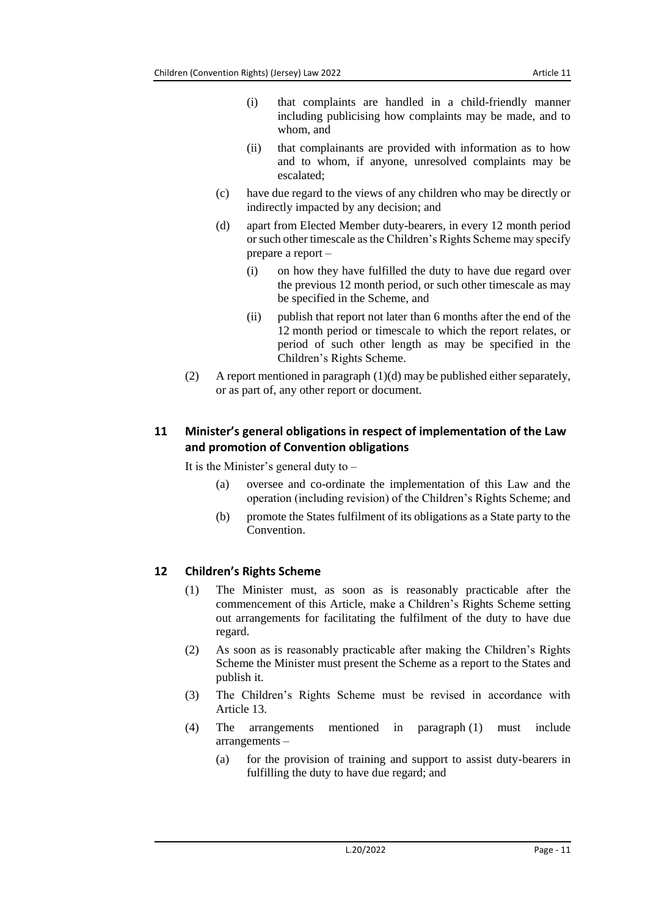(i) that complaints are handled in a child-friendly manner including publicising how complaints may be made, and to whom, and

(ii) that complainants are provided with information as to how and to whom, if anyone, unresolved complaints may be escalated;

(c) have due regard to the views of any children who may be directly or indirectly impacted by any decision; and

(d) apart from Elected Member duty-bearers, in every 12 month period or such other timescale as the Children's Rights Scheme may specify prepare a report –

(i) on how they have fulfilled the duty to have due regard over the previous 12 month period, or such other timescale as may be specified in the Scheme, and

(ii) publish that report not later than 6 months after the end of the 12 month period or timescale to which the report relates, or period of such other length as may be specified in the Children's Rights Scheme.

(2) A report mentioned in paragraph (1)(d) may be published either separately, or as part of, any other report or document.

## 11 Minister's general obligations in respect of implementation of the Law and promotion of Convention obligations

It is the Minister's general duty to –

(a) oversee and co-ordinate the implementation of this Law and the operation (including revision) of the Children's Rights Scheme; and

(b) promote the States fulfilment of its obligations as a State party to the Convention.

## 12 Children's Rights Scheme

(1) The Minister must, as soon as is reasonably practicable after the commencement of this Article, make a Children's Rights Scheme setting out arrangements for facilitating the fulfilment of the duty to have due regard.

(2) As soon as is reasonably practicable after making the Children's Rights Scheme the Minister must present the Scheme as a report to the States and publish it.

(3) The Children's Rights Scheme must be revised in accordance with Article 13.

(4) The arrangements mentioned in paragraph (1) must include arrangements –

(a) for the provision of training and support to assist duty-bearers in fulfilling the duty to have due regard; and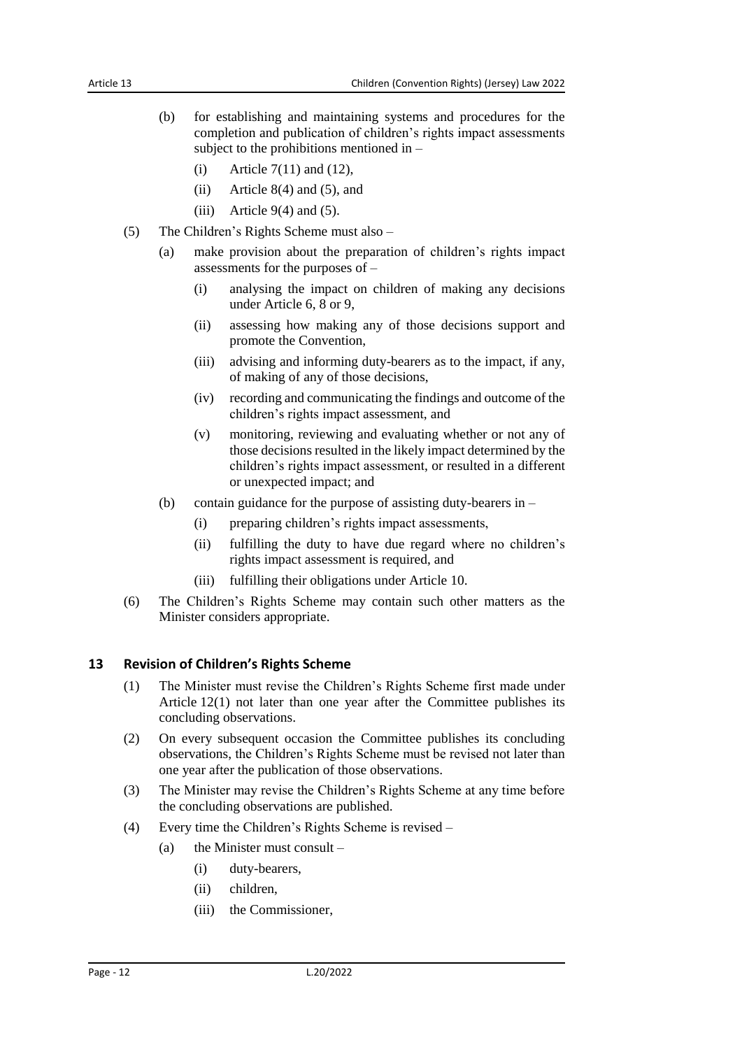(b) for establishing and maintaining systems and procedures for the completion and publication of children's rights impact assessments subject to the prohibitions mentioned in –

(i) Article 7(11) and (12),

(ii) Article 8(4) and (5), and

(iii) Article 9(4) and (5).

(5) The Children's Rights Scheme must also –

(a) make provision about the preparation of children's rights impact assessments for the purposes of –

(i) analysing the impact on children of making any decisions under Article 6, 8 or 9,

(ii) assessing how making any of those decisions support and promote the Convention,

(iii) advising and informing duty-bearers as to the impact, if any, of making of any of those decisions,

(iv) recording and communicating the findings and outcome of the children's rights impact assessment, and

(v) monitoring, reviewing and evaluating whether or not any of those decisions resulted in the likely impact determined by the children's rights impact assessment, or resulted in a different or unexpected impact; and

(b) contain guidance for the purpose of assisting duty-bearers in –

(i) preparing children's rights impact assessments,

(ii) fulfilling the duty to have due regard where no children's rights impact assessment is required, and

(iii) fulfilling their obligations under Article 10.

(6) The Children's Rights Scheme may contain such other matters as the Minister considers appropriate.

## 13 Revision of Children's Rights Scheme

(1) The Minister must revise the Children's Rights Scheme first made under Article 12(1) not later than one year after the Committee publishes its concluding observations.

(2) On every subsequent occasion the Committee publishes its concluding observations, the Children's Rights Scheme must be revised not later than one year after the publication of those observations.

(3) The Minister may revise the Children's Rights Scheme at any time before the concluding observations are published.

(4) Every time the Children's Rights Scheme is revised –

(a) the Minister must consult –

(i) duty-bearers,

(ii) children,

(iii) the Commissioner,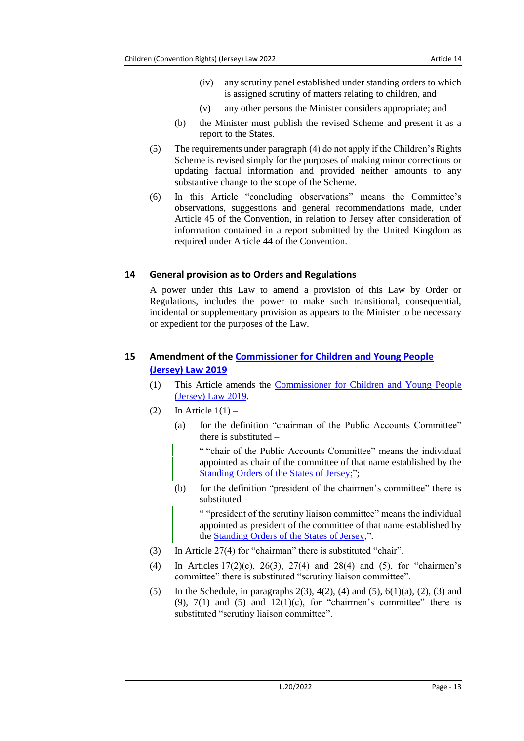(iv) any scrutiny panel established under standing orders to which is assigned scrutiny of matters relating to children, and

(v) any other persons the Minister considers appropriate; and

(b) the Minister must publish the revised Scheme and present it as a report to the States.

(5) The requirements under paragraph (4) do not apply if the Children's Rights Scheme is revised simply for the purposes of making minor corrections or updating factual information and provided neither amounts to any substantive change to the scope of the Scheme.

(6) In this Article "concluding observations" means the Committee's observations, suggestions and general recommendations made, under Article 45 of the Convention, in relation to Jersey after consideration of information contained in a report submitted by the United Kingdom as required under Article 44 of the Convention.

## 14 General provision as to Orders and Regulations

A power under this Law to amend a provision of this Law by Order or Regulations, includes the power to make such transitional, consequential, incidental or supplementary provision as appears to the Minister to be necessary or expedient for the purposes of the Law.

## 15 Amendment of the Commissioner for Children and Young People (Jersey) Law 2019

(1) This Article amends the Commissioner for Children and Young People (Jersey) Law 2019.

(2) In Article 1(1) –

(a) for the definition "chairman of the Public Accounts Committee" there is substituted –

> " "chair of the Public Accounts Committee" means the individual appointed as chair of the committee of that name established by the Standing Orders of the States of Jersey;";

(b) for the definition "president of the chairmen's committee" there is substituted –

> " "president of the scrutiny liaison committee" means the individual appointed as president of the committee of that name established by the Standing Orders of the States of Jersey;".

(3) In Article 27(4) for "chairman" there is substituted "chair".

(4) In Articles 17(2)(c), 26(3), 27(4) and 28(4) and (5), for "chairmen's committee" there is substituted "scrutiny liaison committee".

(5) In the Schedule, in paragraphs 2(3), 4(2), (4) and (5), 6(1)(a), (2), (3) and (9), 7(1) and (5) and 12(1)(c), for "chairmen's committee" there is substituted "scrutiny liaison committee".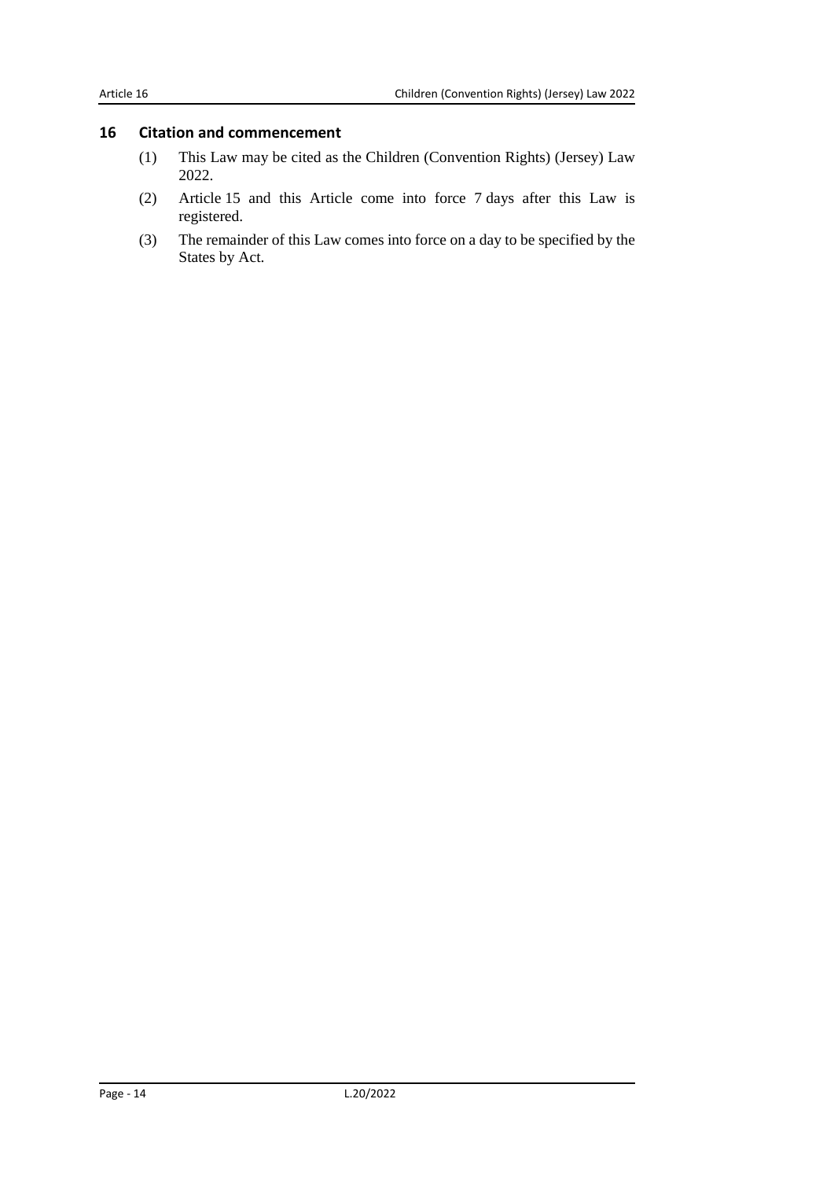## 16 Citation and commencement

(1) This Law may be cited as the Children (Convention Rights) (Jersey) Law 2022.

(2) Article 15 and this Article come into force 7 days after this Law is registered.

(3) The remainder of this Law comes into force on a day to be specified by the States by Act.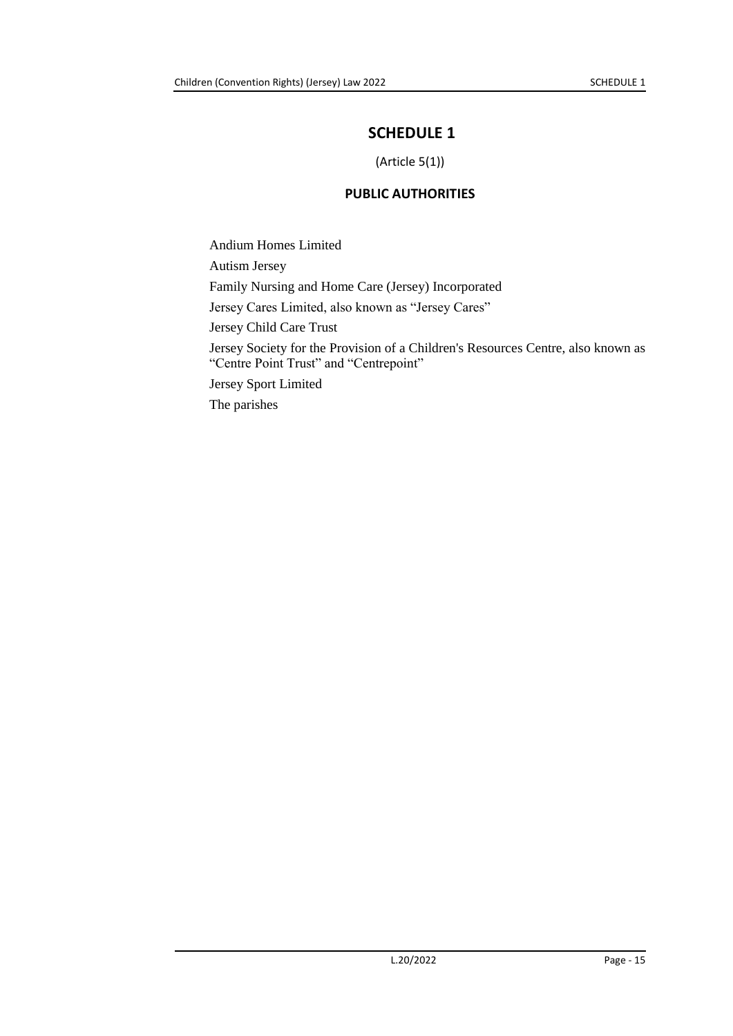# SCHEDULE 1

(Article 5(1))

## PUBLIC AUTHORITIES

Andium Homes Limited

Autism Jersey

Family Nursing and Home Care (Jersey) Incorporated

Jersey Cares Limited, also known as "Jersey Cares"

Jersey Child Care Trust

Jersey Society for the Provision of a Children's Resources Centre, also known as "Centre Point Trust" and "Centrepoint"

Jersey Sport Limited

The parishes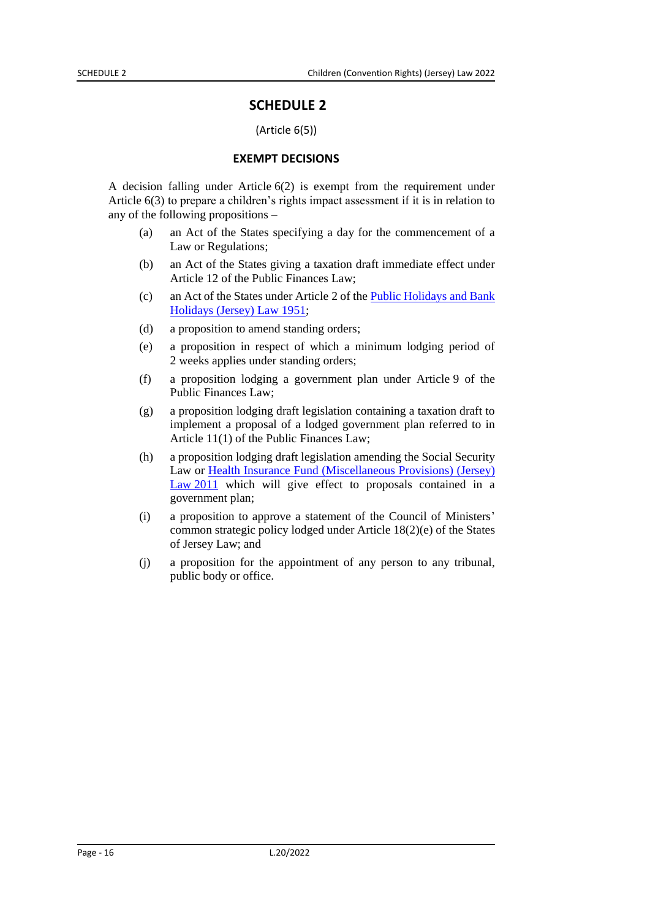# SCHEDULE 2

(Article 6(5))

## EXEMPT DECISIONS

A decision falling under Article 6(2) is exempt from the requirement under Article 6(3) to prepare a children's rights impact assessment if it is in relation to any of the following propositions –

(a) an Act of the States specifying a day for the commencement of a Law or Regulations;

(b) an Act of the States giving a taxation draft immediate effect under Article 12 of the Public Finances Law;

(c) an Act of the States under Article 2 of the Public Holidays and Bank Holidays (Jersey) Law 1951;

(d) a proposition to amend standing orders;

(e) a proposition in respect of which a minimum lodging period of 2 weeks applies under standing orders;

(f) a proposition lodging a government plan under Article 9 of the Public Finances Law;

(g) a proposition lodging draft legislation containing a taxation draft to implement a proposal of a lodged government plan referred to in Article 11(1) of the Public Finances Law;

(h) a proposition lodging draft legislation amending the Social Security Law or Health Insurance Fund (Miscellaneous Provisions) (Jersey) Law 2011 which will give effect to proposals contained in a government plan;

(i) a proposition to approve a statement of the Council of Ministers' common strategic policy lodged under Article 18(2)(e) of the States of Jersey Law; and

(j) a proposition for the appointment of any person to any tribunal, public body or office.